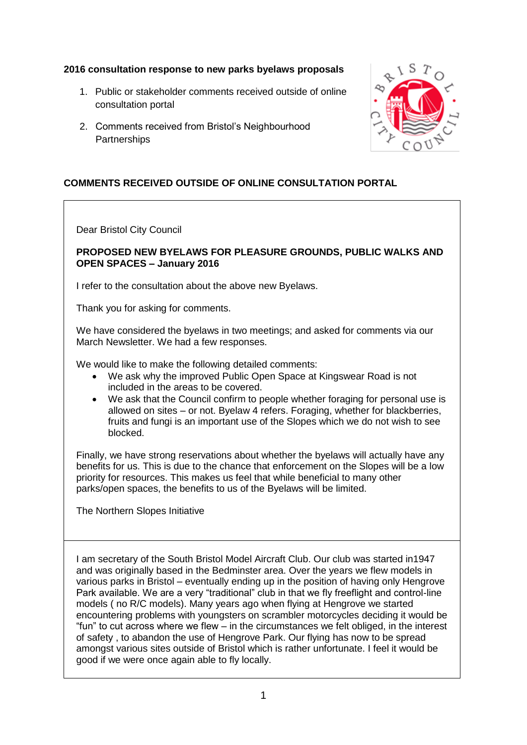**2016 consultation response to new parks byelaws proposals**

1. Public or stakeholder comments received outside of online consultation portal
2. Comments received from Bristol's Neighbourhood Partnerships

## COMMENTS RECEIVED OUTSIDE OF ONLINE CONSULTATION PORTAL

Dear Bristol City Council

**PROPOSED NEW BYELAWS FOR PLEASURE GROUNDS, PUBLIC WALKS AND OPEN SPACES – January 2016**

I refer to the consultation about the above new Byelaws.

Thank you for asking for comments.

We have considered the byelaws in two meetings; and asked for comments via our March Newsletter. We had a few responses.

We would like to make the following detailed comments:

- We ask why the improved Public Open Space at Kingswear Road is not included in the areas to be covered.
- We ask that the Council confirm to people whether foraging for personal use is allowed on sites – or not. Byelaw 4 refers. Foraging, whether for blackberries, fruits and fungi is an important use of the Slopes which we do not wish to see blocked.

Finally, we have strong reservations about whether the byelaws will actually have any benefits for us. This is due to the chance that enforcement on the Slopes will be a low priority for resources. This makes us feel that while beneficial to many other parks/open spaces, the benefits to us of the Byelaws will be limited.

The Northern Slopes Initiative

---

I am secretary of the South Bristol Model Aircraft Club. Our club was started in1947 and was originally based in the Bedminster area. Over the years we flew models in various parks in Bristol – eventually ending up in the position of having only Hengrove Park available. We are a very "traditional" club in that we fly freeflight and control-line models ( no R/C models). Many years ago when flying at Hengrove we started encountering problems with youngsters on scrambler motorcycles deciding it would be "fun" to cut across where we flew – in the circumstances we felt obliged, in the interest of safety , to abandon the use of Hengrove Park. Our flying has now to be spread amongst various sites outside of Bristol which is rather unfortunate. I feel it would be good if we were once again able to fly locally.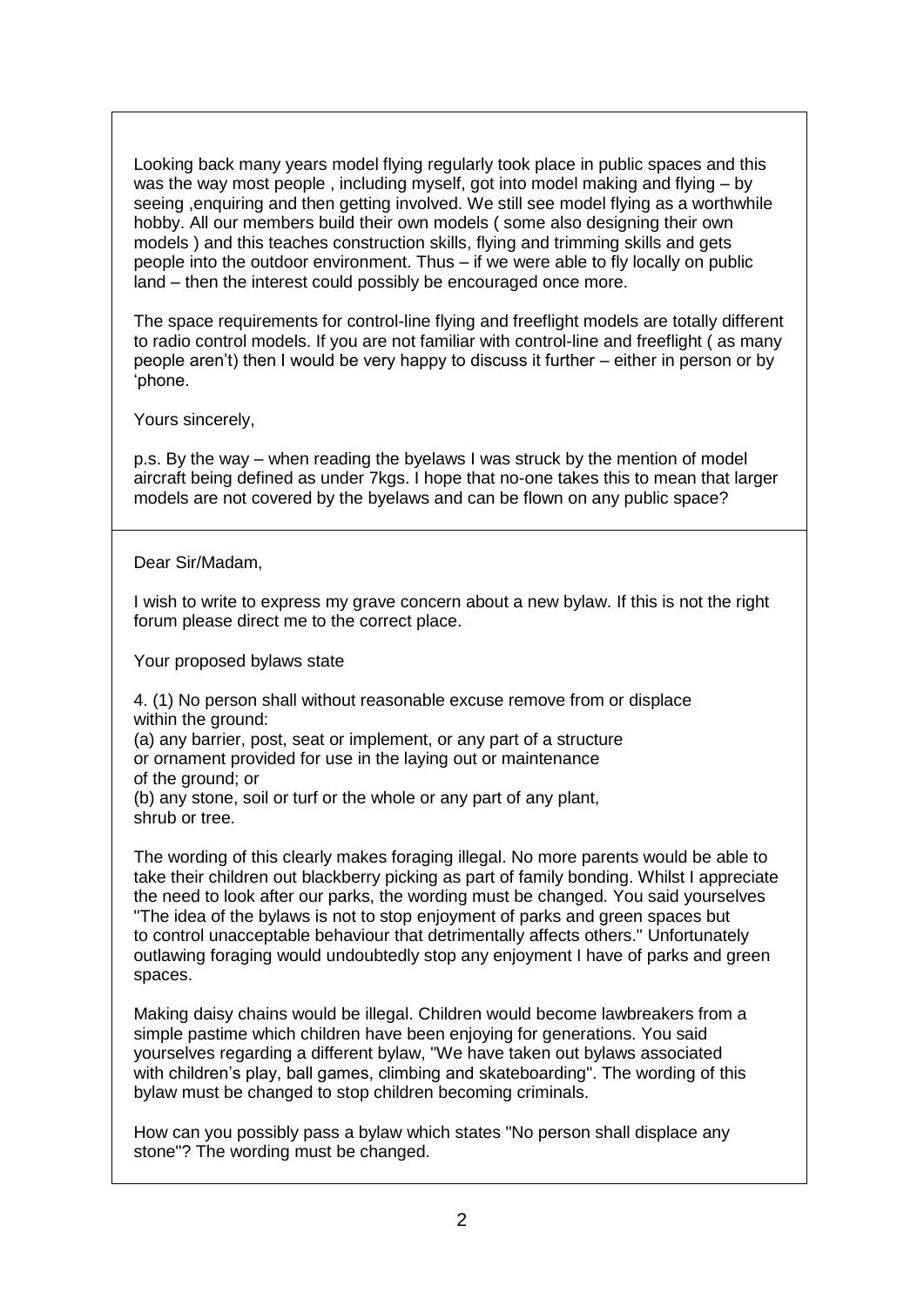Looking back many years model flying regularly took place in public spaces and this was the way most people , including myself, got into model making and flying – by seeing ,enquiring and then getting involved. We still see model flying as a worthwhile hobby. All our members build their own models ( some also designing their own models ) and this teaches construction skills, flying and trimming skills and gets people into the outdoor environment. Thus – if we were able to fly locally on public land – then the interest could possibly be encouraged once more.

The space requirements for control-line flying and freeflight models are totally different to radio control models. If you are not familiar with control-line and freeflight ( as many people aren't) then I would be very happy to discuss it further – either in person or by 'phone.

Yours sincerely,

p.s. By the way – when reading the byelaws I was struck by the mention of model aircraft being defined as under 7kgs. I hope that no-one takes this to mean that larger models are not covered by the byelaws and can be flown on any public space?

---

Dear Sir/Madam,

I wish to write to express my grave concern about a new bylaw. If this is not the right forum please direct me to the correct place.

Your proposed bylaws state

4. (1) No person shall without reasonable excuse remove from or displace within the ground:
(a) any barrier, post, seat or implement, or any part of a structure or ornament provided for use in the laying out or maintenance of the ground; or
(b) any stone, soil or turf or the whole or any part of any plant, shrub or tree.

The wording of this clearly makes foraging illegal. No more parents would be able to take their children out blackberry picking as part of family bonding. Whilst I appreciate the need to look after our parks, the wording must be changed. You said yourselves "The idea of the bylaws is not to stop enjoyment of parks and green spaces but to control unacceptable behaviour that detrimentally affects others." Unfortunately outlawing foraging would undoubtedly stop any enjoyment I have of parks and green spaces.

Making daisy chains would be illegal. Children would become lawbreakers from a simple pastime which children have been enjoying for generations. You said yourselves regarding a different bylaw, "We have taken out bylaws associated with children's play, ball games, climbing and skateboarding". The wording of this bylaw must be changed to stop children becoming criminals.

How can you possibly pass a bylaw which states "No person shall displace any stone"? The wording must be changed.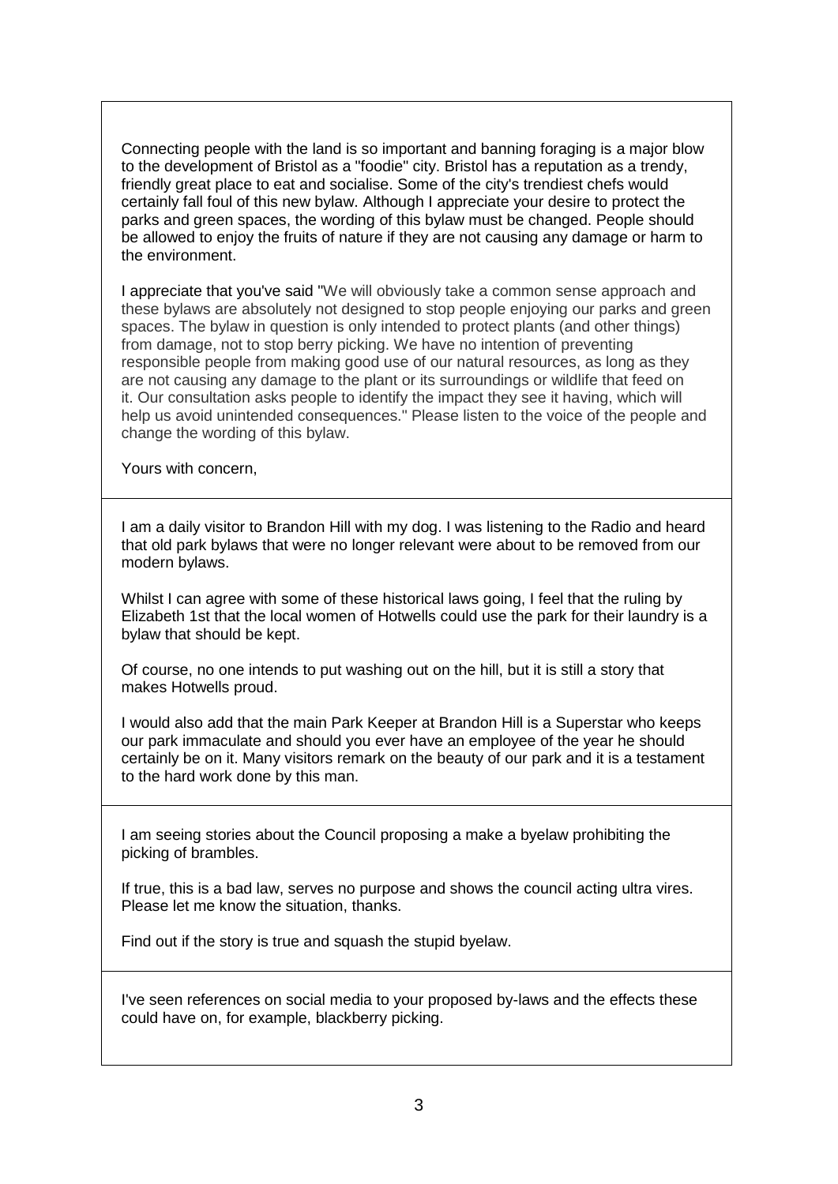Connecting people with the land is so important and banning foraging is a major blow to the development of Bristol as a "foodie" city. Bristol has a reputation as a trendy, friendly great place to eat and socialise. Some of the city's trendiest chefs would certainly fall foul of this new bylaw. Although I appreciate your desire to protect the parks and green spaces, the wording of this bylaw must be changed. People should be allowed to enjoy the fruits of nature if they are not causing any damage or harm to the environment.

I appreciate that you've said "We will obviously take a common sense approach and these bylaws are absolutely not designed to stop people enjoying our parks and green spaces. The bylaw in question is only intended to protect plants (and other things) from damage, not to stop berry picking. We have no intention of preventing responsible people from making good use of our natural resources, as long as they are not causing any damage to the plant or its surroundings or wildlife that feed on it. Our consultation asks people to identify the impact they see it having, which will help us avoid unintended consequences." Please listen to the voice of the people and change the wording of this bylaw.

Yours with concern,

---

I am a daily visitor to Brandon Hill with my dog. I was listening to the Radio and heard that old park bylaws that were no longer relevant were about to be removed from our modern bylaws.

Whilst I can agree with some of these historical laws going, I feel that the ruling by Elizabeth 1st that the local women of Hotwells could use the park for their laundry is a bylaw that should be kept.

Of course, no one intends to put washing out on the hill, but it is still a story that makes Hotwells proud.

I would also add that the main Park Keeper at Brandon Hill is a Superstar who keeps our park immaculate and should you ever have an employee of the year he should certainly be on it. Many visitors remark on the beauty of our park and it is a testament to the hard work done by this man.

---

I am seeing stories about the Council proposing a make a byelaw prohibiting the picking of brambles.

If true, this is a bad law, serves no purpose and shows the council acting ultra vires. Please let me know the situation, thanks.

Find out if the story is true and squash the stupid byelaw.

---

I've seen references on social media to your proposed by-laws and the effects these could have on, for example, blackberry picking.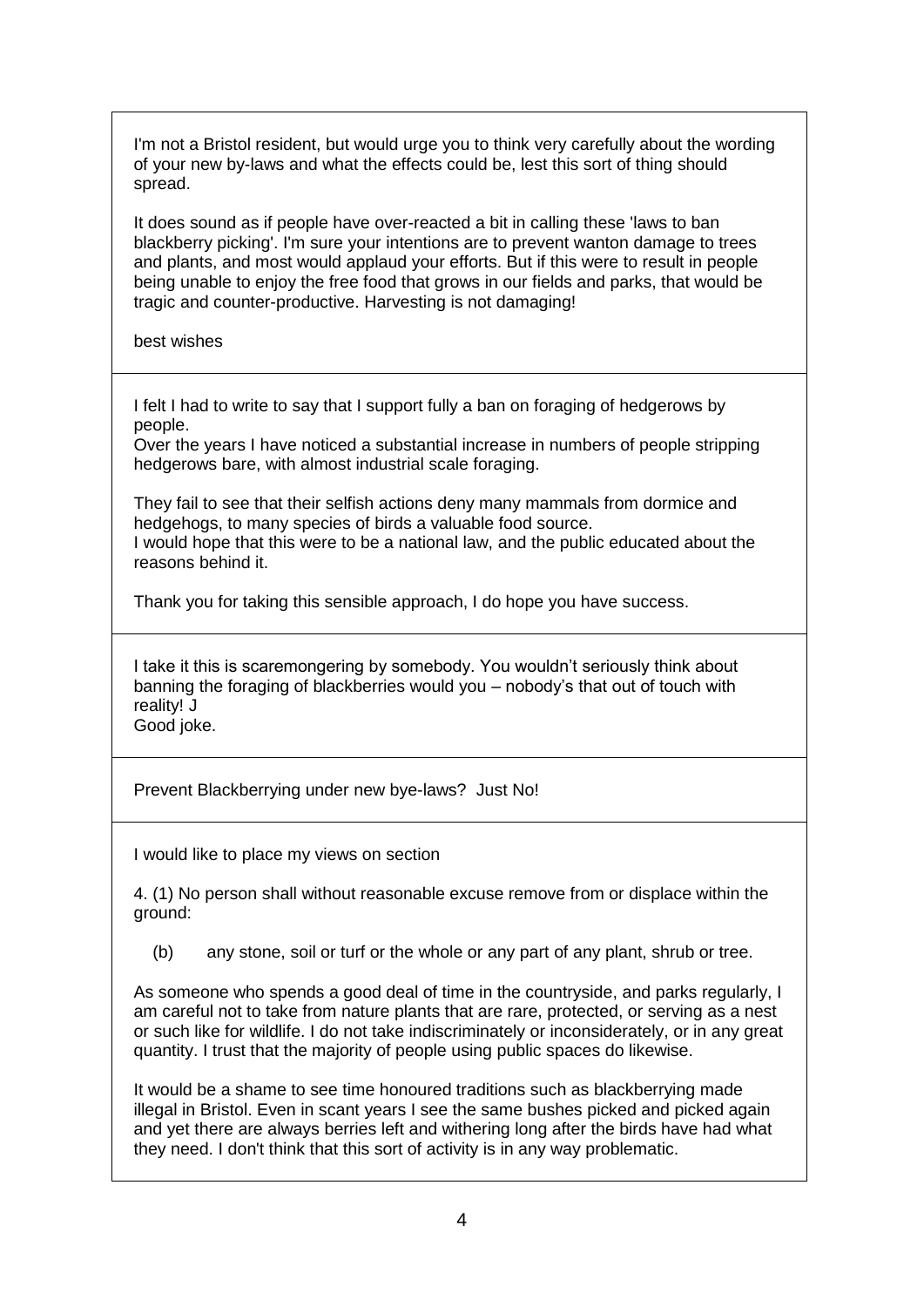I'm not a Bristol resident, but would urge you to think very carefully about the wording of your new by-laws and what the effects could be, lest this sort of thing should spread.

It does sound as if people have over-reacted a bit in calling these 'laws to ban blackberry picking'. I'm sure your intentions are to prevent wanton damage to trees and plants, and most would applaud your efforts. But if this were to result in people being unable to enjoy the free food that grows in our fields and parks, that would be tragic and counter-productive. Harvesting is not damaging!

best wishes

---

I felt I had to write to say that I support fully a ban on foraging of hedgerows by people.
Over the years I have noticed a substantial increase in numbers of people stripping hedgerows bare, with almost industrial scale foraging.

They fail to see that their selfish actions deny many mammals from dormice and hedgehogs, to many species of birds a valuable food source.
I would hope that this were to be a national law, and the public educated about the reasons behind it.

Thank you for taking this sensible approach, I do hope you have success.

---

I take it this is scaremongering by somebody. You wouldn't seriously think about banning the foraging of blackberries would you – nobody's that out of touch with reality! J
Good joke.

---

Prevent Blackberrying under new bye-laws? Just No!

---

I would like to place my views on section

4. (1) No person shall without reasonable excuse remove from or displace within the ground:

   (b) any stone, soil or turf or the whole or any part of any plant, shrub or tree.

As someone who spends a good deal of time in the countryside, and parks regularly, I am careful not to take from nature plants that are rare, protected, or serving as a nest or such like for wildlife. I do not take indiscriminately or inconsiderately, or in any great quantity. I trust that the majority of people using public spaces do likewise.

It would be a shame to see time honoured traditions such as blackberrying made illegal in Bristol. Even in scant years I see the same bushes picked and picked again and yet there are always berries left and withering long after the birds have had what they need. I don't think that this sort of activity is in any way problematic.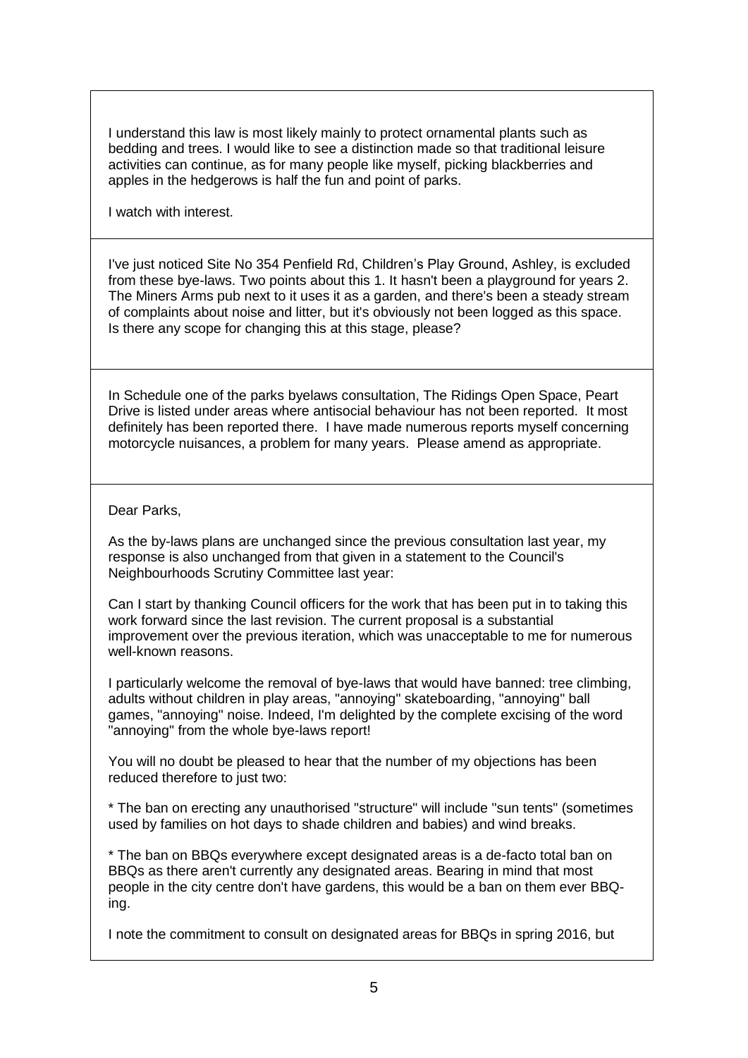I understand this law is most likely mainly to protect ornamental plants such as bedding and trees. I would like to see a distinction made so that traditional leisure activities can continue, as for many people like myself, picking blackberries and apples in the hedgerows is half the fun and point of parks.

I watch with interest.

---

I've just noticed Site No 354 Penfield Rd, Children's Play Ground, Ashley, is excluded from these bye-laws. Two points about this 1. It hasn't been a playground for years 2. The Miners Arms pub next to it uses it as a garden, and there's been a steady stream of complaints about noise and litter, but it's obviously not been logged as this space. Is there any scope for changing this at this stage, please?

---

In Schedule one of the parks byelaws consultation, The Ridings Open Space, Peart Drive is listed under areas where antisocial behaviour has not been reported. It most definitely has been reported there. I have made numerous reports myself concerning motorcycle nuisances, a problem for many years. Please amend as appropriate.

---

Dear Parks,

As the by-laws plans are unchanged since the previous consultation last year, my response is also unchanged from that given in a statement to the Council's Neighbourhoods Scrutiny Committee last year:

Can I start by thanking Council officers for the work that has been put in to taking this work forward since the last revision. The current proposal is a substantial improvement over the previous iteration, which was unacceptable to me for numerous well-known reasons.

I particularly welcome the removal of bye-laws that would have banned: tree climbing, adults without children in play areas, "annoying" skateboarding, "annoying" ball games, "annoying" noise. Indeed, I'm delighted by the complete excising of the word "annoying" from the whole bye-laws report!

You will no doubt be pleased to hear that the number of my objections has been reduced therefore to just two:

* The ban on erecting any unauthorised "structure" will include "sun tents" (sometimes used by families on hot days to shade children and babies) and wind breaks.

* The ban on BBQs everywhere except designated areas is a de-facto total ban on BBQs as there aren't currently any designated areas. Bearing in mind that most people in the city centre don't have gardens, this would be a ban on them ever BBQ-ing.

I note the commitment to consult on designated areas for BBQs in spring 2016, but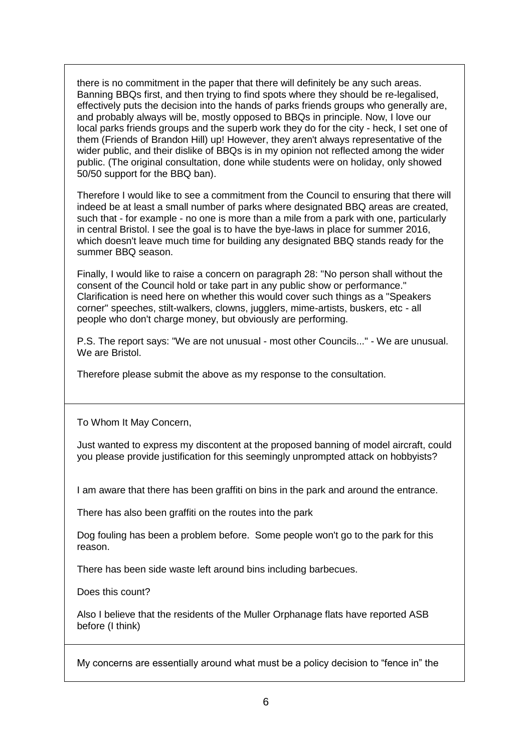there is no commitment in the paper that there will definitely be any such areas. Banning BBQs first, and then trying to find spots where they should be re-legalised, effectively puts the decision into the hands of parks friends groups who generally are, and probably always will be, mostly opposed to BBQs in principle. Now, I love our local parks friends groups and the superb work they do for the city - heck, I set one of them (Friends of Brandon Hill) up! However, they aren't always representative of the wider public, and their dislike of BBQs is in my opinion not reflected among the wider public. (The original consultation, done while students were on holiday, only showed 50/50 support for the BBQ ban).

Therefore I would like to see a commitment from the Council to ensuring that there will indeed be at least a small number of parks where designated BBQ areas are created, such that - for example - no one is more than a mile from a park with one, particularly in central Bristol. I see the goal is to have the bye-laws in place for summer 2016, which doesn't leave much time for building any designated BBQ stands ready for the summer BBQ season.

Finally, I would like to raise a concern on paragraph 28: "No person shall without the consent of the Council hold or take part in any public show or performance." Clarification is need here on whether this would cover such things as a "Speakers corner" speeches, stilt-walkers, clowns, jugglers, mime-artists, buskers, etc - all people who don't charge money, but obviously are performing.

P.S. The report says: "We are not unusual - most other Councils..." - We are unusual. We are Bristol.

Therefore please submit the above as my response to the consultation.

---

To Whom It May Concern,

Just wanted to express my discontent at the proposed banning of model aircraft, could you please provide justification for this seemingly unprompted attack on hobbyists?

---

I am aware that there has been graffiti on bins in the park and around the entrance.

There has also been graffiti on the routes into the park

Dog fouling has been a problem before. Some people won't go to the park for this reason.

There has been side waste left around bins including barbecues.

Does this count?

Also I believe that the residents of the Muller Orphanage flats have reported ASB before (I think)

---

My concerns are essentially around what must be a policy decision to "fence in" the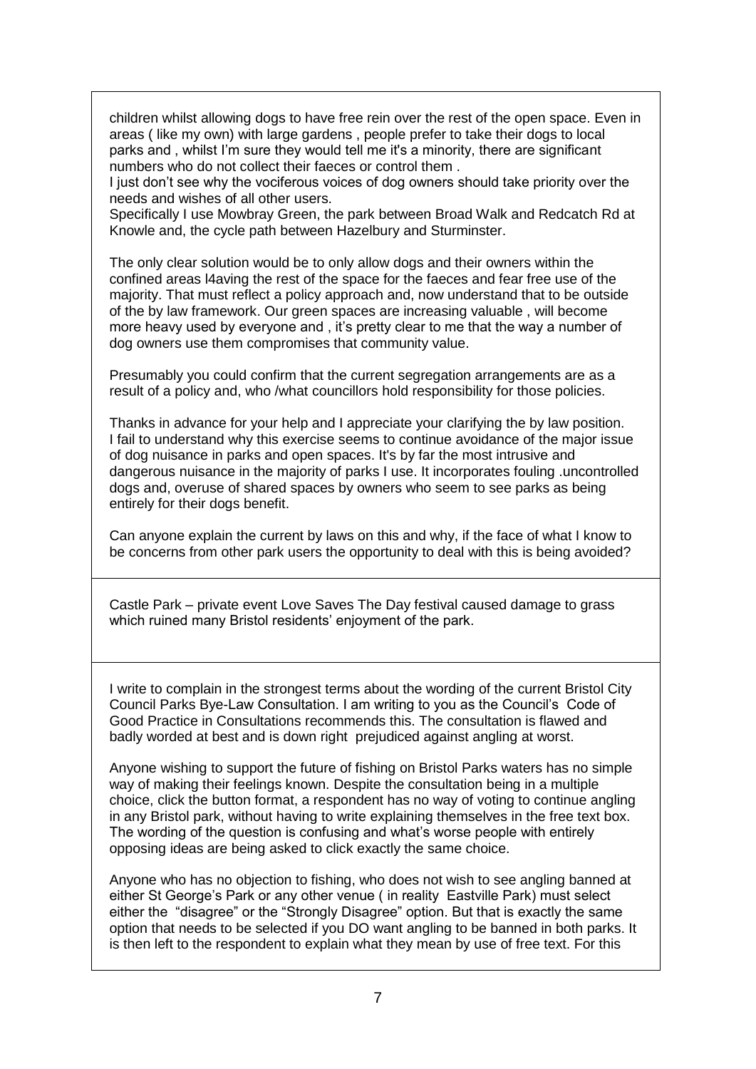children whilst allowing dogs to have free rein over the rest of the open space. Even in areas ( like my own) with large gardens , people prefer to take their dogs to local parks and , whilst I'm sure they would tell me it's a minority, there are significant numbers who do not collect their faeces or control them .

I just don't see why the vociferous voices of dog owners should take priority over the needs and wishes of all other users.

Specifically I use Mowbray Green, the park between Broad Walk and Redcatch Rd at Knowle and, the cycle path between Hazelbury and Sturminster.

The only clear solution would be to only allow dogs and their owners within the confined areas l4aving the rest of the space for the faeces and fear free use of the majority. That must reflect a policy approach and, now understand that to be outside of the by law framework. Our green spaces are increasing valuable , will become more heavy used by everyone and , it's pretty clear to me that the way a number of dog owners use them compromises that community value.

Presumably you could confirm that the current segregation arrangements are as a result of a policy and, who /what councillors hold responsibility for those policies.

Thanks in advance for your help and I appreciate your clarifying the by law position. I fail to understand why this exercise seems to continue avoidance of the major issue of dog nuisance in parks and open spaces. It's by far the most intrusive and dangerous nuisance in the majority of parks I use. It incorporates fouling .uncontrolled dogs and, overuse of shared spaces by owners who seem to see parks as being entirely for their dogs benefit.

Can anyone explain the current by laws on this and why, if the face of what I know to be concerns from other park users the opportunity to deal with this is being avoided?

---

Castle Park – private event Love Saves The Day festival caused damage to grass which ruined many Bristol residents' enjoyment of the park.

---

I write to complain in the strongest terms about the wording of the current Bristol City Council Parks Bye-Law Consultation. I am writing to you as the Council's Code of Good Practice in Consultations recommends this. The consultation is flawed and badly worded at best and is down right prejudiced against angling at worst.

Anyone wishing to support the future of fishing on Bristol Parks waters has no simple way of making their feelings known. Despite the consultation being in a multiple choice, click the button format, a respondent has no way of voting to continue angling in any Bristol park, without having to write explaining themselves in the free text box. The wording of the question is confusing and what's worse people with entirely opposing ideas are being asked to click exactly the same choice.

Anyone who has no objection to fishing, who does not wish to see angling banned at either St George's Park or any other venue ( in reality Eastville Park) must select either the "disagree" or the "Strongly Disagree" option. But that is exactly the same option that needs to be selected if you DO want angling to be banned in both parks. It is then left to the respondent to explain what they mean by use of free text. For this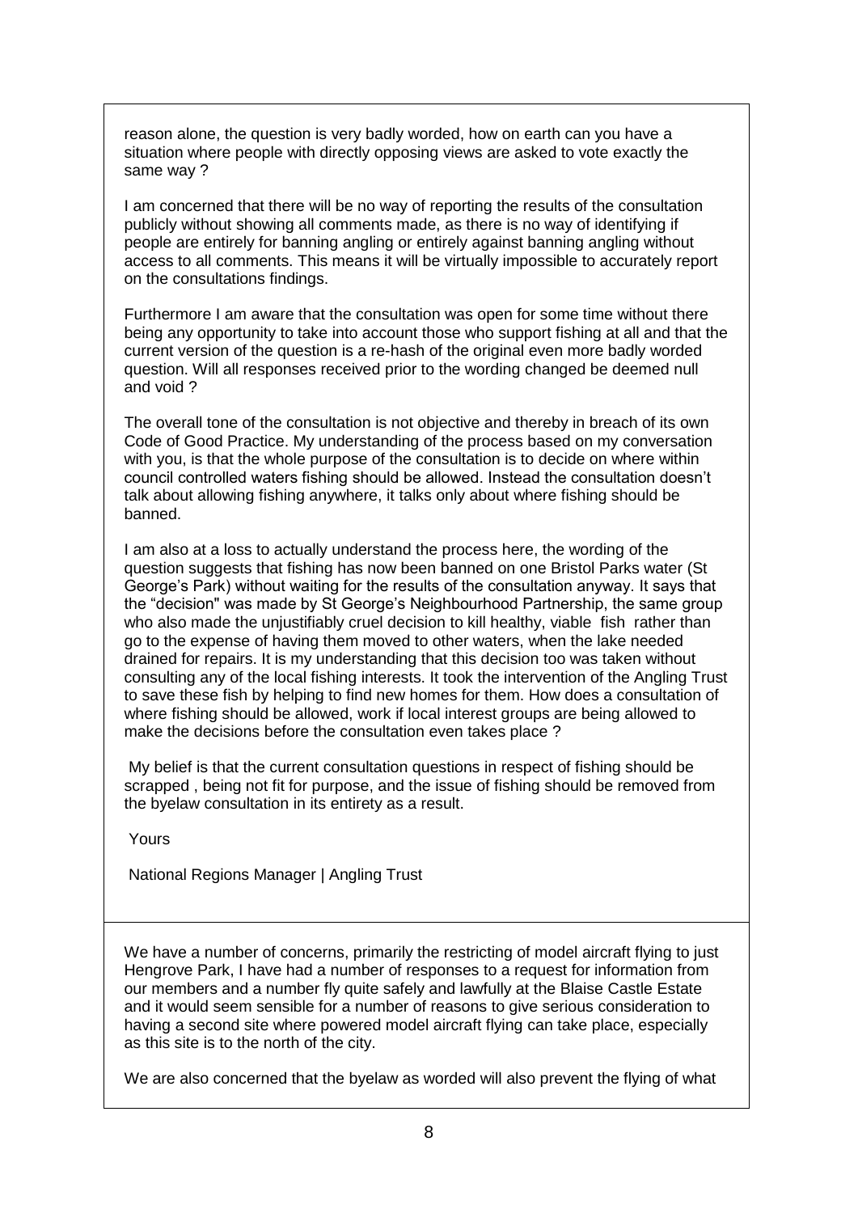reason alone, the question is very badly worded, how on earth can you have a situation where people with directly opposing views are asked to vote exactly the same way ?

I am concerned that there will be no way of reporting the results of the consultation publicly without showing all comments made, as there is no way of identifying if people are entirely for banning angling or entirely against banning angling without access to all comments. This means it will be virtually impossible to accurately report on the consultations findings.

Furthermore I am aware that the consultation was open for some time without there being any opportunity to take into account those who support fishing at all and that the current version of the question is a re-hash of the original even more badly worded question. Will all responses received prior to the wording changed be deemed null and void ?

The overall tone of the consultation is not objective and thereby in breach of its own Code of Good Practice. My understanding of the process based on my conversation with you, is that the whole purpose of the consultation is to decide on where within council controlled waters fishing should be allowed. Instead the consultation doesn't talk about allowing fishing anywhere, it talks only about where fishing should be banned.

I am also at a loss to actually understand the process here, the wording of the question suggests that fishing has now been banned on one Bristol Parks water (St George's Park) without waiting for the results of the consultation anyway. It says that the "decision" was made by St George's Neighbourhood Partnership, the same group who also made the unjustifiably cruel decision to kill healthy, viable fish rather than go to the expense of having them moved to other waters, when the lake needed drained for repairs. It is my understanding that this decision too was taken without consulting any of the local fishing interests. It took the intervention of the Angling Trust to save these fish by helping to find new homes for them. How does a consultation of where fishing should be allowed, work if local interest groups are being allowed to make the decisions before the consultation even takes place ?

My belief is that the current consultation questions in respect of fishing should be scrapped , being not fit for purpose, and the issue of fishing should be removed from the byelaw consultation in its entirety as a result.

Yours

National Regions Manager | Angling Trust

---

We have a number of concerns, primarily the restricting of model aircraft flying to just Hengrove Park, I have had a number of responses to a request for information from our members and a number fly quite safely and lawfully at the Blaise Castle Estate and it would seem sensible for a number of reasons to give serious consideration to having a second site where powered model aircraft flying can take place, especially as this site is to the north of the city.

We are also concerned that the byelaw as worded will also prevent the flying of what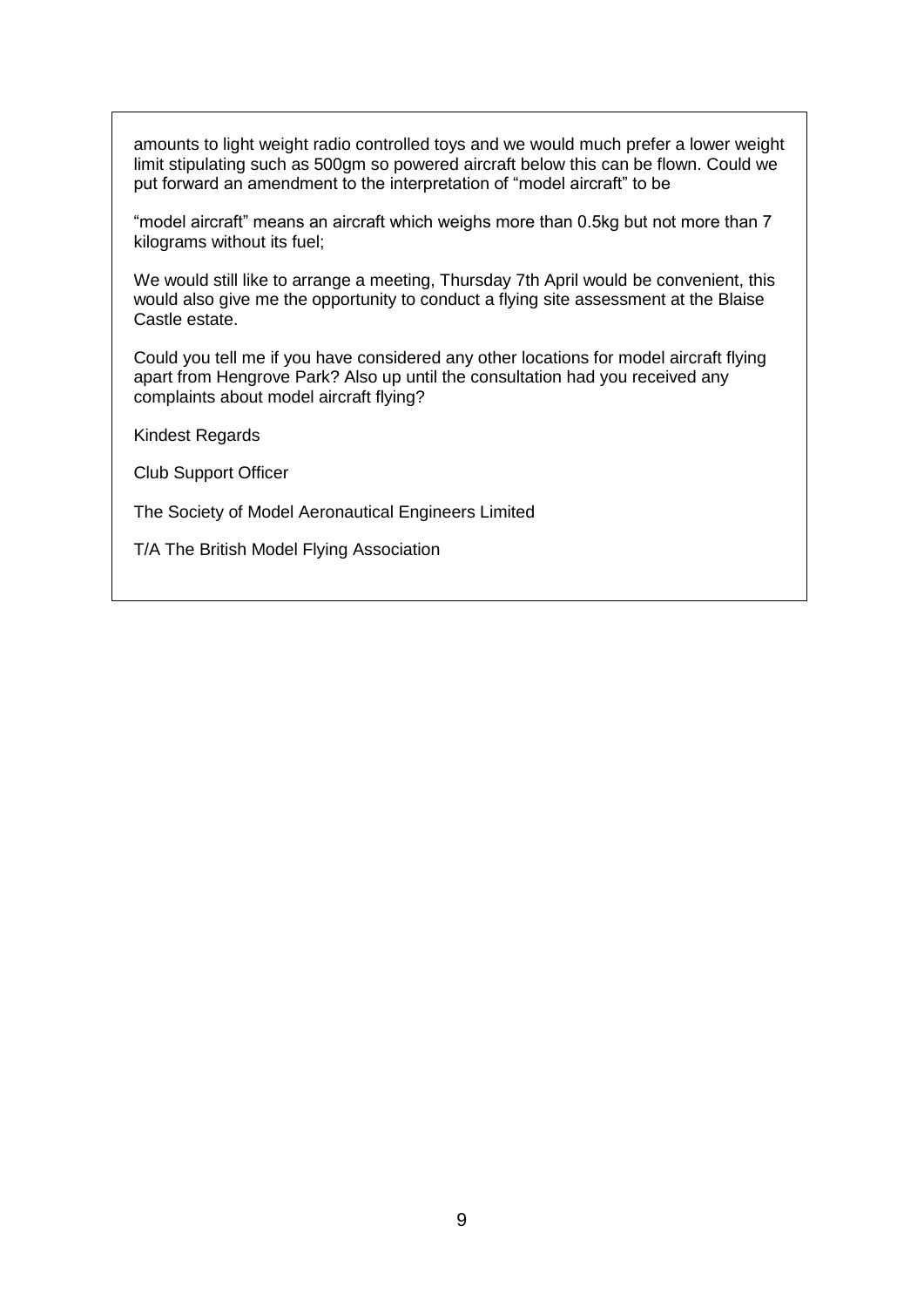amounts to light weight radio controlled toys and we would much prefer a lower weight limit stipulating such as 500gm so powered aircraft below this can be flown. Could we put forward an amendment to the interpretation of “model aircraft” to be

“model aircraft” means an aircraft which weighs more than 0.5kg but not more than 7 kilograms without its fuel;

We would still like to arrange a meeting, Thursday 7th April would be convenient, this would also give me the opportunity to conduct a flying site assessment at the Blaise Castle estate.

Could you tell me if you have considered any other locations for model aircraft flying apart from Hengrove Park? Also up until the consultation had you received any complaints about model aircraft flying?

Kindest Regards

Club Support Officer

The Society of Model Aeronautical Engineers Limited

T/A The British Model Flying Association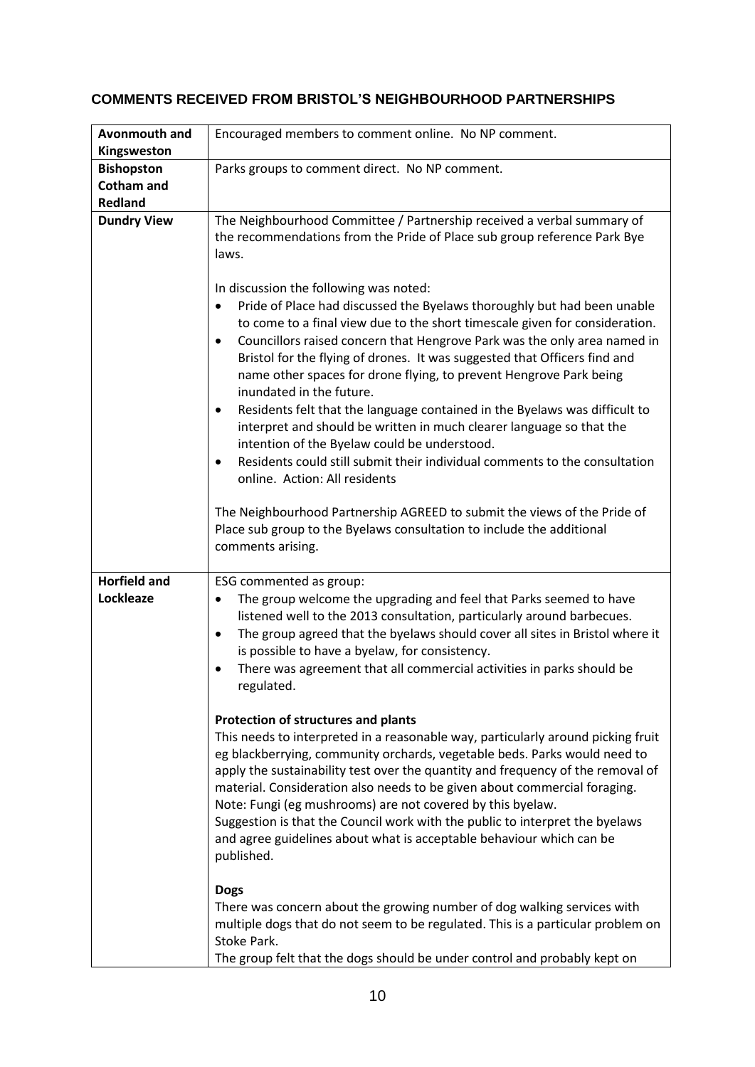## COMMENTS RECEIVED FROM BRISTOL'S NEIGHBOURHOOD PARTNERSHIPS

| | |
|---|---|
| **Avonmouth and Kingsweston** | Encouraged members to comment online. No NP comment. |
| **Bishopston Cotham and Redland** | Parks groups to comment direct. No NP comment. |
| **Dundry View** | The Neighbourhood Committee / Partnership received a verbal summary of the recommendations from the Pride of Place sub group reference Park Bye laws.<br><br>In discussion the following was noted:<br>• Pride of Place had discussed the Byelaws thoroughly but had been unable to come to a final view due to the short timescale given for consideration.<br>• Councillors raised concern that Hengrove Park was the only area named in Bristol for the flying of drones. It was suggested that Officers find and name other spaces for drone flying, to prevent Hengrove Park being inundated in the future.<br>• Residents felt that the language contained in the Byelaws was difficult to interpret and should be written in much clearer language so that the intention of the Byelaw could be understood.<br>• Residents could still submit their individual comments to the consultation online. Action: All residents<br><br>The Neighbourhood Partnership AGREED to submit the views of the Pride of Place sub group to the Byelaws consultation to include the additional comments arising. |
| **Horfield and Lockleaze** | ESG commented as group:<br>• The group welcome the upgrading and feel that Parks seemed to have listened well to the 2013 consultation, particularly around barbecues.<br>• The group agreed that the byelaws should cover all sites in Bristol where it is possible to have a byelaw, for consistency.<br>• There was agreement that all commercial activities in parks should be regulated.<br><br>**Protection of structures and plants**<br>This needs to interpreted in a reasonable way, particularly around picking fruit eg blackberrying, community orchards, vegetable beds. Parks would need to apply the sustainability test over the quantity and frequency of the removal of material. Consideration also needs to be given about commercial foraging. Note: Fungi (eg mushrooms) are not covered by this byelaw.<br>Suggestion is that the Council work with the public to interpret the byelaws and agree guidelines about what is acceptable behaviour which can be published.<br><br>**Dogs**<br>There was concern about the growing number of dog walking services with multiple dogs that do not seem to be regulated. This is a particular problem on Stoke Park.<br>The group felt that the dogs should be under control and probably kept on |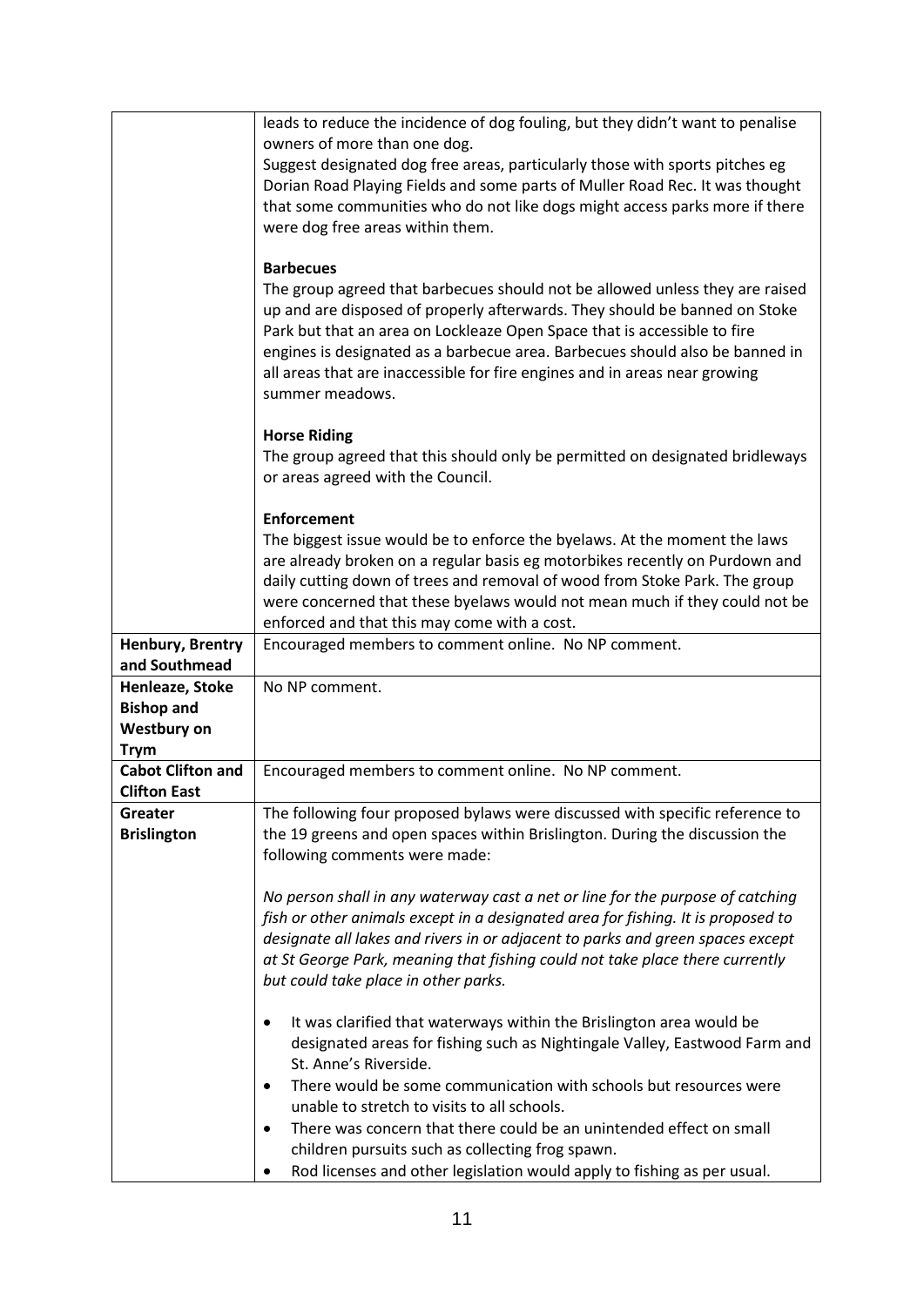| | |
|---|---|
| | leads to reduce the incidence of dog fouling, but they didn't want to penalise owners of more than one dog.<br>Suggest designated dog free areas, particularly those with sports pitches eg Dorian Road Playing Fields and some parts of Muller Road Rec. It was thought that some communities who do not like dogs might access parks more if there were dog free areas within them.<br><br>**Barbecues**<br>The group agreed that barbecues should not be allowed unless they are raised up and are disposed of properly afterwards. They should be banned on Stoke Park but that an area on Lockleaze Open Space that is accessible to fire engines is designated as a barbecue area. Barbecues should also be banned in all areas that are inaccessible for fire engines and in areas near growing summer meadows.<br><br>**Horse Riding**<br>The group agreed that this should only be permitted on designated bridleways or areas agreed with the Council.<br><br>**Enforcement**<br>The biggest issue would be to enforce the byelaws. At the moment the laws are already broken on a regular basis eg motorbikes recently on Purdown and daily cutting down of trees and removal of wood from Stoke Park. The group were concerned that these byelaws would not mean much if they could not be enforced and that this may come with a cost. |
| **Henbury, Brentry and Southmead** | Encouraged members to comment online. No NP comment. |
| **Henleaze, Stoke Bishop and Westbury on Trym** | No NP comment. |
| **Cabot Clifton and Clifton East** | Encouraged members to comment online. No NP comment. |
| **Greater Brislington** | The following four proposed bylaws were discussed with specific reference to the 19 greens and open spaces within Brislington. During the discussion the following comments were made:<br><br>*No person shall in any waterway cast a net or line for the purpose of catching fish or other animals except in a designated area for fishing. It is proposed to designate all lakes and rivers in or adjacent to parks and green spaces except at St George Park, meaning that fishing could not take place there currently but could take place in other parks.*<br><br>• It was clarified that waterways within the Brislington area would be designated areas for fishing such as Nightingale Valley, Eastwood Farm and St. Anne's Riverside.<br>• There would be some communication with schools but resources were unable to stretch to visits to all schools.<br>• There was concern that there could be an unintended effect on small children pursuits such as collecting frog spawn.<br>• Rod licenses and other legislation would apply to fishing as per usual. |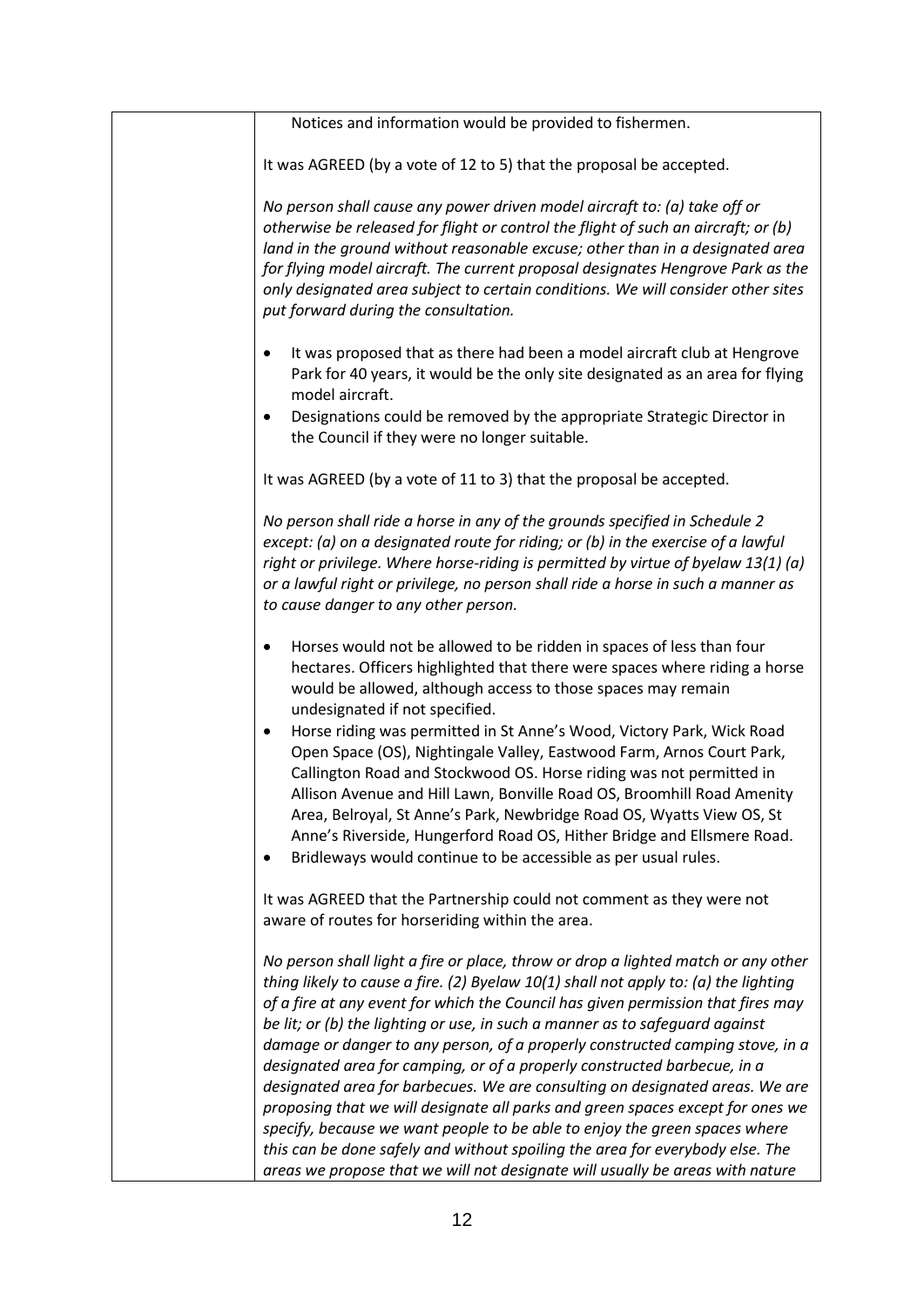Notices and information would be provided to fishermen.

It was AGREED (by a vote of 12 to 5) that the proposal be accepted.

*No person shall cause any power driven model aircraft to: (a) take off or otherwise be released for flight or control the flight of such an aircraft; or (b) land in the ground without reasonable excuse; other than in a designated area for flying model aircraft. The current proposal designates Hengrove Park as the only designated area subject to certain conditions. We will consider other sites put forward during the consultation.*

- It was proposed that as there had been a model aircraft club at Hengrove Park for 40 years, it would be the only site designated as an area for flying model aircraft.
- Designations could be removed by the appropriate Strategic Director in the Council if they were no longer suitable.

It was AGREED (by a vote of 11 to 3) that the proposal be accepted.

*No person shall ride a horse in any of the grounds specified in Schedule 2 except: (a) on a designated route for riding; or (b) in the exercise of a lawful right or privilege. Where horse-riding is permitted by virtue of byelaw 13(1) (a) or a lawful right or privilege, no person shall ride a horse in such a manner as to cause danger to any other person.*

- Horses would not be allowed to be ridden in spaces of less than four hectares. Officers highlighted that there were spaces where riding a horse would be allowed, although access to those spaces may remain undesignated if not specified.
- Horse riding was permitted in St Anne's Wood, Victory Park, Wick Road Open Space (OS), Nightingale Valley, Eastwood Farm, Arnos Court Park, Callington Road and Stockwood OS. Horse riding was not permitted in Allison Avenue and Hill Lawn, Bonville Road OS, Broomhill Road Amenity Area, Belroyal, St Anne's Park, Newbridge Road OS, Wyatts View OS, St Anne's Riverside, Hungerford Road OS, Hither Bridge and Ellsmere Road.
- Bridleways would continue to be accessible as per usual rules.

It was AGREED that the Partnership could not comment as they were not aware of routes for horseriding within the area.

*No person shall light a fire or place, throw or drop a lighted match or any other thing likely to cause a fire. (2) Byelaw 10(1) shall not apply to: (a) the lighting of a fire at any event for which the Council has given permission that fires may be lit; or (b) the lighting or use, in such a manner as to safeguard against damage or danger to any person, of a properly constructed camping stove, in a designated area for camping, or of a properly constructed barbecue, in a designated area for barbecues. We are consulting on designated areas. We are proposing that we will designate all parks and green spaces except for ones we specify, because we want people to be able to enjoy the green spaces where this can be done safely and without spoiling the area for everybody else. The areas we propose that we will not designate will usually be areas with nature*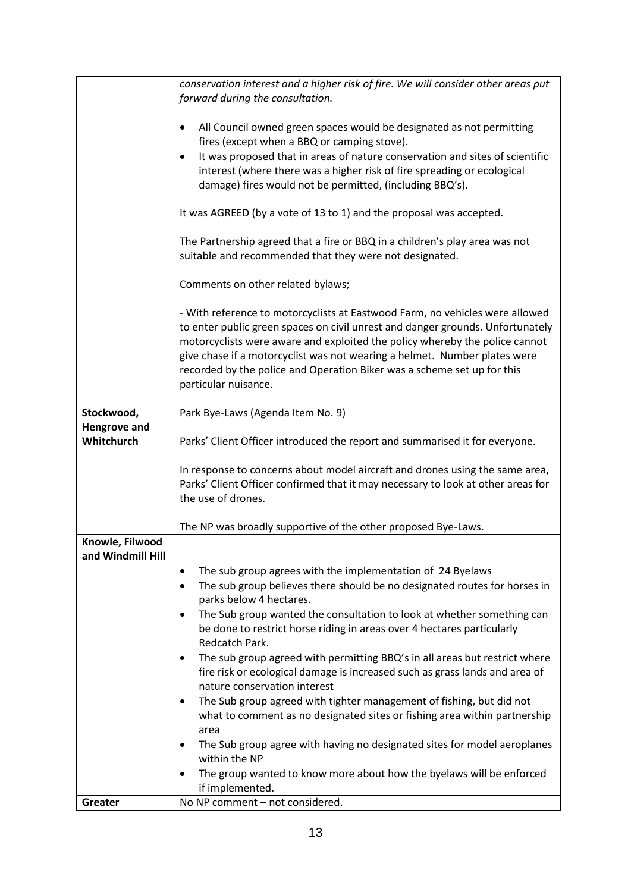| | |
|---|---|
| | *conservation interest and a higher risk of fire. We will consider other areas put forward during the consultation.*<br><br>• All Council owned green spaces would be designated as not permitting fires (except when a BBQ or camping stove).<br>• It was proposed that in areas of nature conservation and sites of scientific interest (where there was a higher risk of fire spreading or ecological damage) fires would not be permitted, (including BBQ's).<br><br>It was AGREED (by a vote of 13 to 1) and the proposal was accepted.<br><br>The Partnership agreed that a fire or BBQ in a children's play area was not suitable and recommended that they were not designated.<br><br>Comments on other related bylaws;<br><br>- With reference to motorcyclists at Eastwood Farm, no vehicles were allowed to enter public green spaces on civil unrest and danger grounds. Unfortunately motorcyclists were aware and exploited the policy whereby the police cannot give chase if a motorcyclist was not wearing a helmet. Number plates were recorded by the police and Operation Biker was a scheme set up for this particular nuisance. |
| **Stockwood, Hengrove and Whitchurch** | Park Bye-Laws (Agenda Item No. 9)<br><br>Parks' Client Officer introduced the report and summarised it for everyone.<br><br>In response to concerns about model aircraft and drones using the same area, Parks' Client Officer confirmed that it may necessary to look at other areas for the use of drones.<br><br>The NP was broadly supportive of the other proposed Bye-Laws. |
| **Knowle, Filwood and Windmill Hill** | • The sub group agrees with the implementation of 24 Byelaws<br>• The sub group believes there should be no designated routes for horses in parks below 4 hectares.<br>• The Sub group wanted the consultation to look at whether something can be done to restrict horse riding in areas over 4 hectares particularly Redcatch Park.<br>• The sub group agreed with permitting BBQ's in all areas but restrict where fire risk or ecological damage is increased such as grass lands and area of nature conservation interest<br>• The Sub group agreed with tighter management of fishing, but did not what to comment as no designated sites or fishing area within partnership area<br>• The Sub group agree with having no designated sites for model aeroplanes within the NP<br>• The group wanted to know more about how the byelaws will be enforced if implemented. |
| **Greater** | No NP comment – not considered. |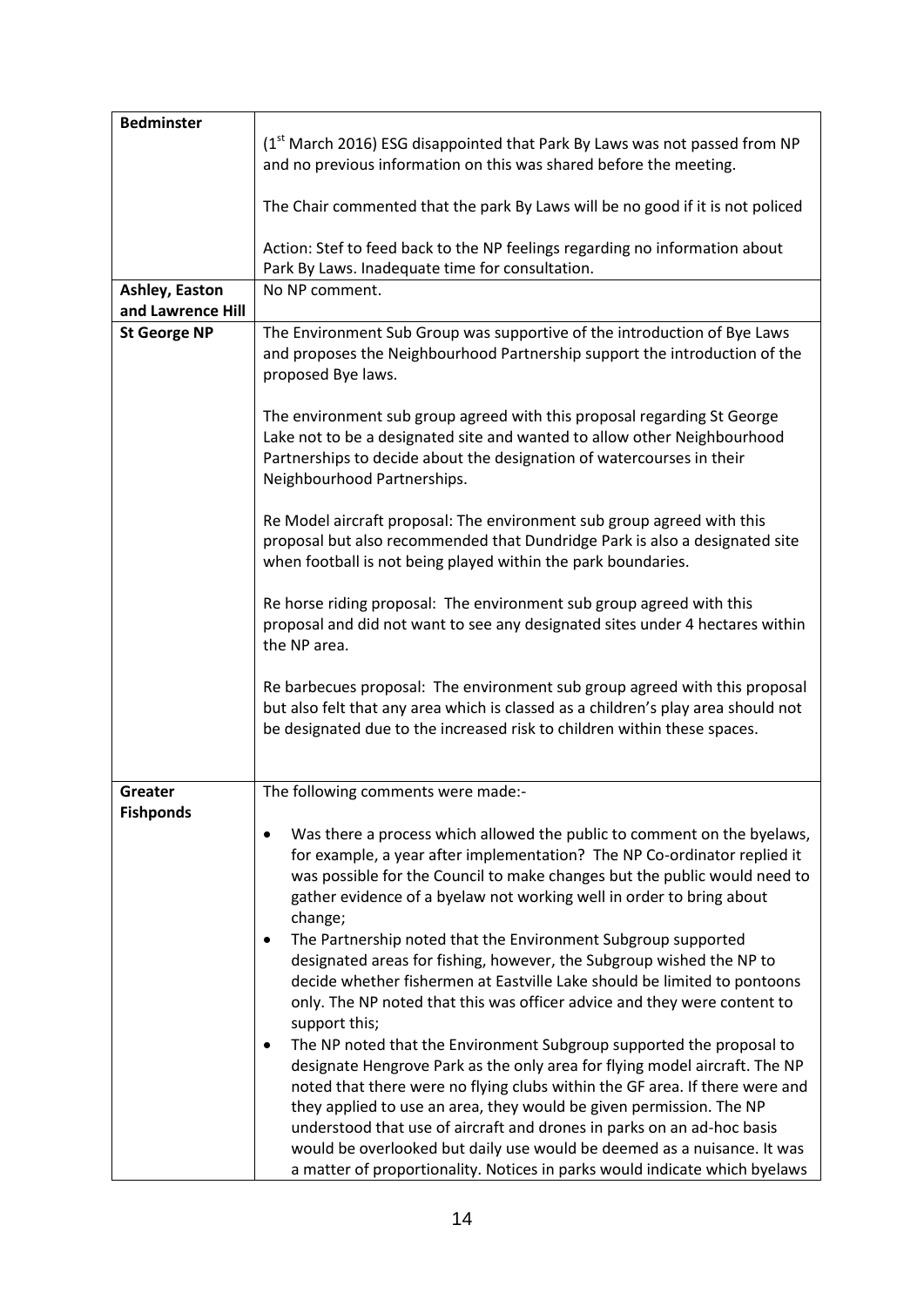| | |
|---|---|
| **Bedminster** | (1[st] March 2016) ESG disappointed that Park By Laws was not passed from NP and no previous information on this was shared before the meeting.<br><br>The Chair commented that the park By Laws will be no good if it is not policed<br><br>Action: Stef to feed back to the NP feelings regarding no information about Park By Laws. Inadequate time for consultation. |
| **Ashley, Easton and Lawrence Hill** | No NP comment. |
| **St George NP** | The Environment Sub Group was supportive of the introduction of Bye Laws and proposes the Neighbourhood Partnership support the introduction of the proposed Bye laws.<br><br>The environment sub group agreed with this proposal regarding St George Lake not to be a designated site and wanted to allow other Neighbourhood Partnerships to decide about the designation of watercourses in their Neighbourhood Partnerships.<br><br>Re Model aircraft proposal: The environment sub group agreed with this proposal but also recommended that Dundridge Park is also a designated site when football is not being played within the park boundaries.<br><br>Re horse riding proposal: The environment sub group agreed with this proposal and did not want to see any designated sites under 4 hectares within the NP area.<br><br>Re barbecues proposal: The environment sub group agreed with this proposal but also felt that any area which is classed as a children's play area should not be designated due to the increased risk to children within these spaces. |
| **Greater Fishponds** | The following comments were made:-<br><br>• Was there a process which allowed the public to comment on the byelaws, for example, a year after implementation? The NP Co-ordinator replied it was possible for the Council to make changes but the public would need to gather evidence of a byelaw not working well in order to bring about change;<br>• The Partnership noted that the Environment Subgroup supported designated areas for fishing, however, the Subgroup wished the NP to decide whether fishermen at Eastville Lake should be limited to pontoons only. The NP noted that this was officer advice and they were content to support this;<br>• The NP noted that the Environment Subgroup supported the proposal to designate Hengrove Park as the only area for flying model aircraft. The NP noted that there were no flying clubs within the GF area. If there were and they applied to use an area, they would be given permission. The NP understood that use of aircraft and drones in parks on an ad-hoc basis would be overlooked but daily use would be deemed as a nuisance. It was a matter of proportionality. Notices in parks would indicate which byelaws |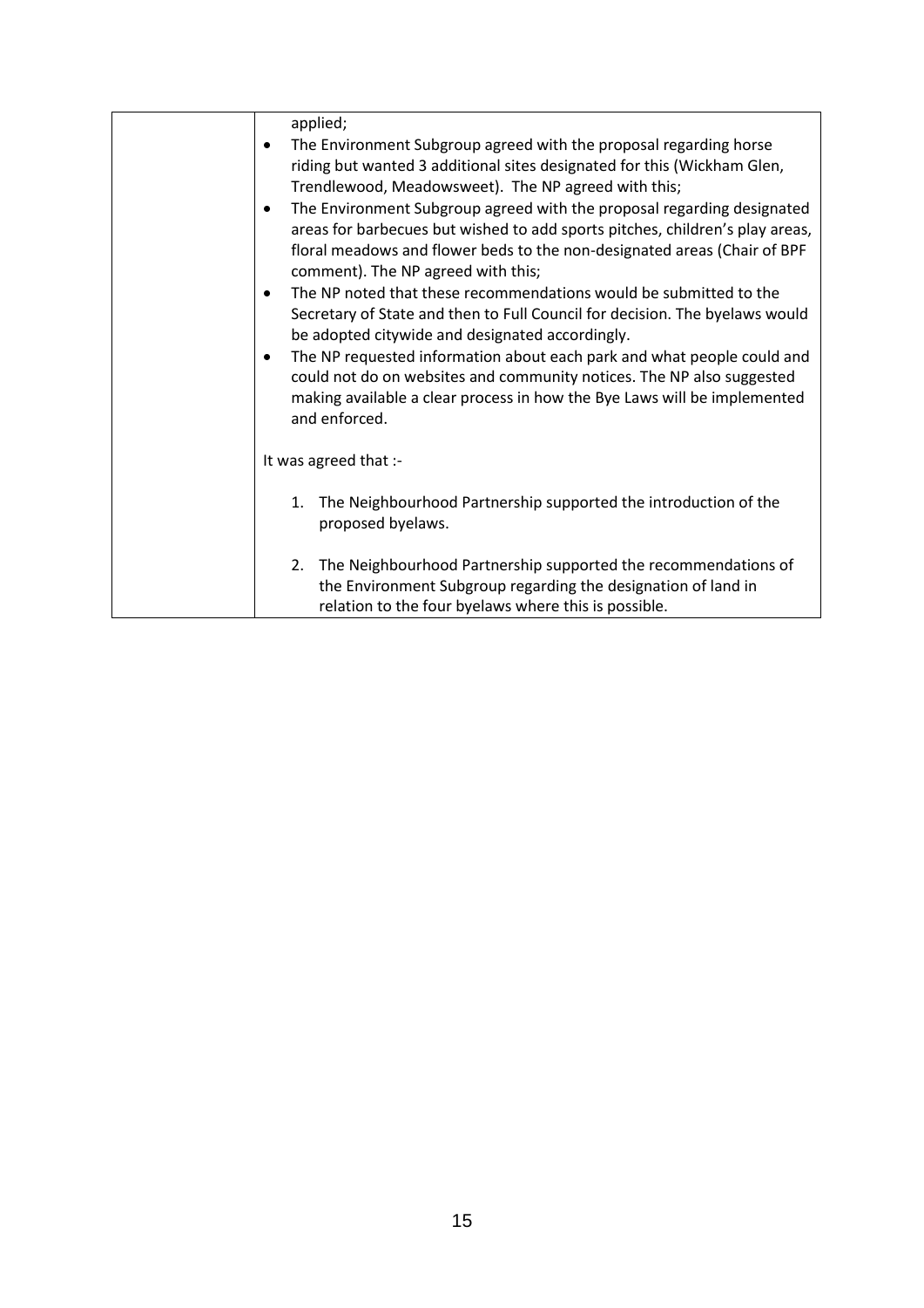| | |
|---|---|
| | applied;<br>• The Environment Subgroup agreed with the proposal regarding horse riding but wanted 3 additional sites designated for this (Wickham Glen, Trendlewood, Meadowsweet). The NP agreed with this;<br>• The Environment Subgroup agreed with the proposal regarding designated areas for barbecues but wished to add sports pitches, children's play areas, floral meadows and flower beds to the non-designated areas (Chair of BPF comment). The NP agreed with this;<br>• The NP noted that these recommendations would be submitted to the Secretary of State and then to Full Council for decision. The byelaws would be adopted citywide and designated accordingly.<br>• The NP requested information about each park and what people could and could not do on websites and community notices. The NP also suggested making available a clear process in how the Bye Laws will be implemented and enforced.<br><br>It was agreed that :-<br><br>1. The Neighbourhood Partnership supported the introduction of the proposed byelaws.<br><br>2. The Neighbourhood Partnership supported the recommendations of the Environment Subgroup regarding the designation of land in relation to the four byelaws where this is possible. |